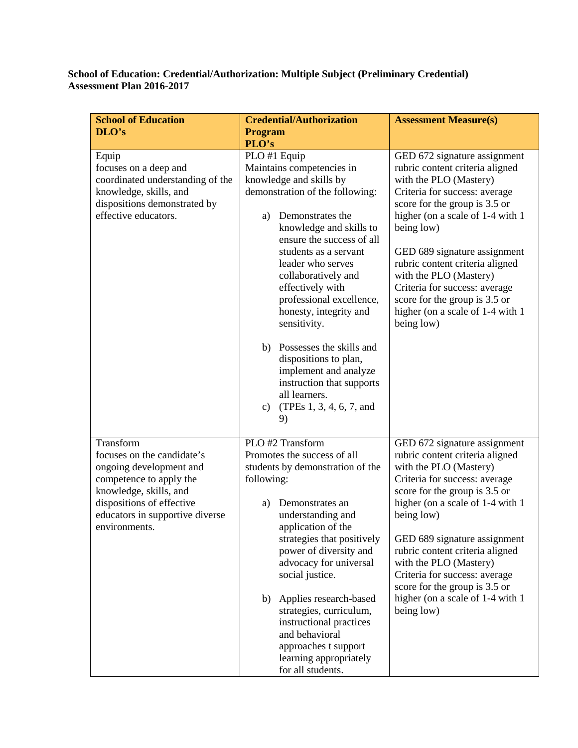**School of Education: Credential/Authorization: Multiple Subject (Preliminary Credential)**
**Assessment Plan 2016-2017**

| School of Education DLO's | Credential/Authorization Program PLO's | Assessment Measure(s) |
|---|---|---|
| Equip<br>focuses on a deep and coordinated understanding of the knowledge, skills, and dispositions demonstrated by effective educators. | PLO #1 Equip<br>Maintains competencies in knowledge and skills by demonstration of the following:<br><br>a) Demonstrates the knowledge and skills to ensure the success of all students as a servant leader who serves collaboratively and effectively with professional excellence, honesty, integrity and sensitivity.<br><br>b) Possesses the skills and dispositions to plan, implement and analyze instruction that supports all learners.<br>c) (TPEs 1, 3, 4, 6, 7, and 9) | GED 672 signature assignment rubric content criteria aligned with the PLO (Mastery)<br>Criteria for success: average score for the group is 3.5 or higher (on a scale of 1-4 with 1 being low)<br><br>GED 689 signature assignment rubric content criteria aligned with the PLO (Mastery)<br>Criteria for success: average score for the group is 3.5 or higher (on a scale of 1-4 with 1 being low) |
| Transform<br>focuses on the candidate's ongoing development and competence to apply the knowledge, skills, and dispositions of effective educators in supportive diverse environments. | PLO #2 Transform<br>Promotes the success of all students by demonstration of the following:<br><br>a) Demonstrates an understanding and application of the strategies that positively power of diversity and advocacy for universal social justice.<br><br>b) Applies research-based strategies, curriculum, instructional practices and behavioral approaches t support learning appropriately for all students. | GED 672 signature assignment rubric content criteria aligned with the PLO (Mastery)<br>Criteria for success: average score for the group is 3.5 or higher (on a scale of 1-4 with 1 being low)<br><br>GED 689 signature assignment rubric content criteria aligned with the PLO (Mastery)<br>Criteria for success: average score for the group is 3.5 or higher (on a scale of 1-4 with 1 being low) |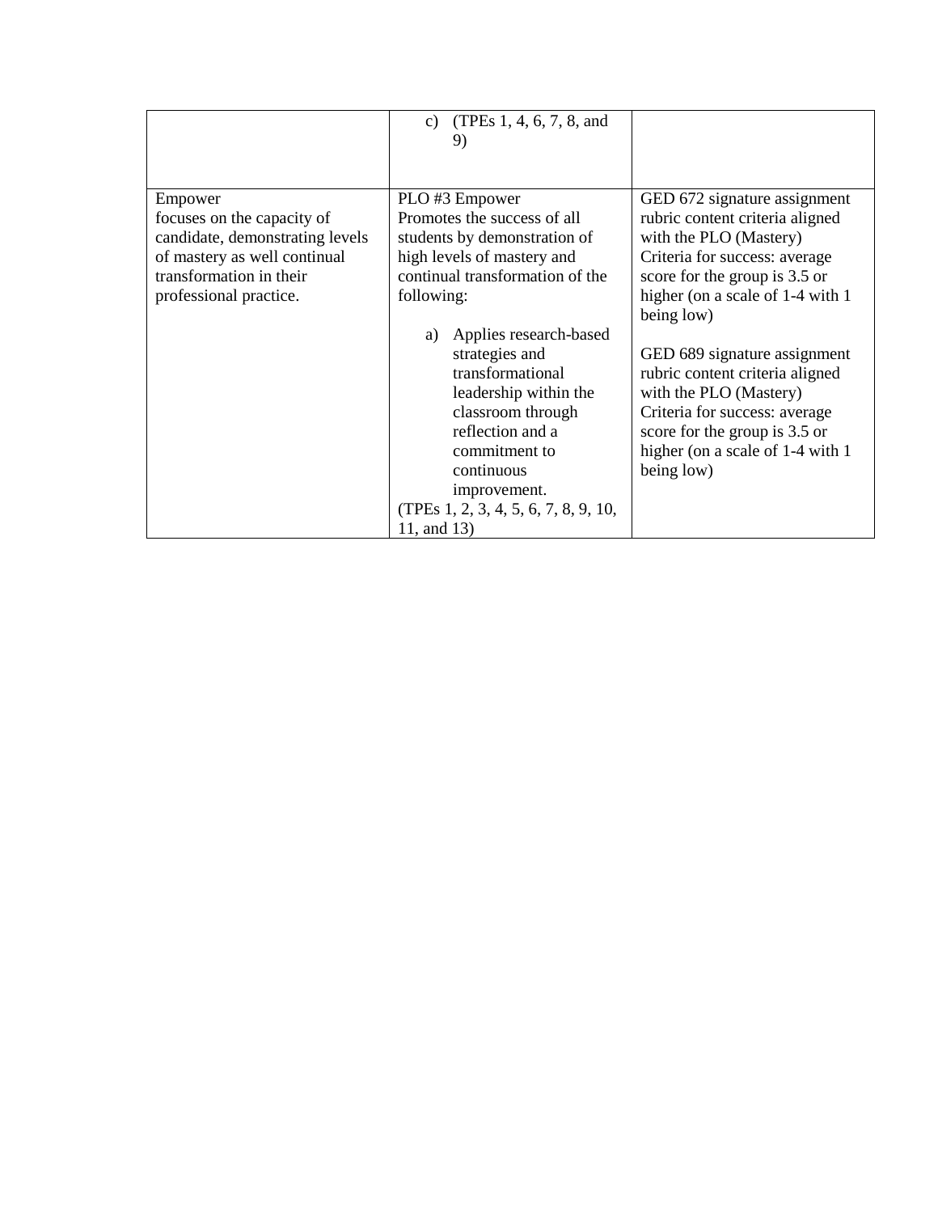| | | |
|---|---|---|
| | c) (TPEs 1, 4, 6, 7, 8, and 9) | |
| Empower<br>focuses on the capacity of candidate, demonstrating levels of mastery as well continual transformation in their professional practice. | PLO #3 Empower<br>Promotes the success of all students by demonstration of high levels of mastery and continual transformation of the following:<br><br>a) Applies research-based strategies and transformational leadership within the classroom through reflection and a commitment to continuous improvement.<br>(TPEs 1, 2, 3, 4, 5, 6, 7, 8, 9, 10, 11, and 13) | GED 672 signature assignment rubric content criteria aligned with the PLO (Mastery)<br>Criteria for success: average score for the group is 3.5 or higher (on a scale of 1-4 with 1 being low)<br><br>GED 689 signature assignment rubric content criteria aligned with the PLO (Mastery)<br>Criteria for success: average score for the group is 3.5 or higher (on a scale of 1-4 with 1 being low) |